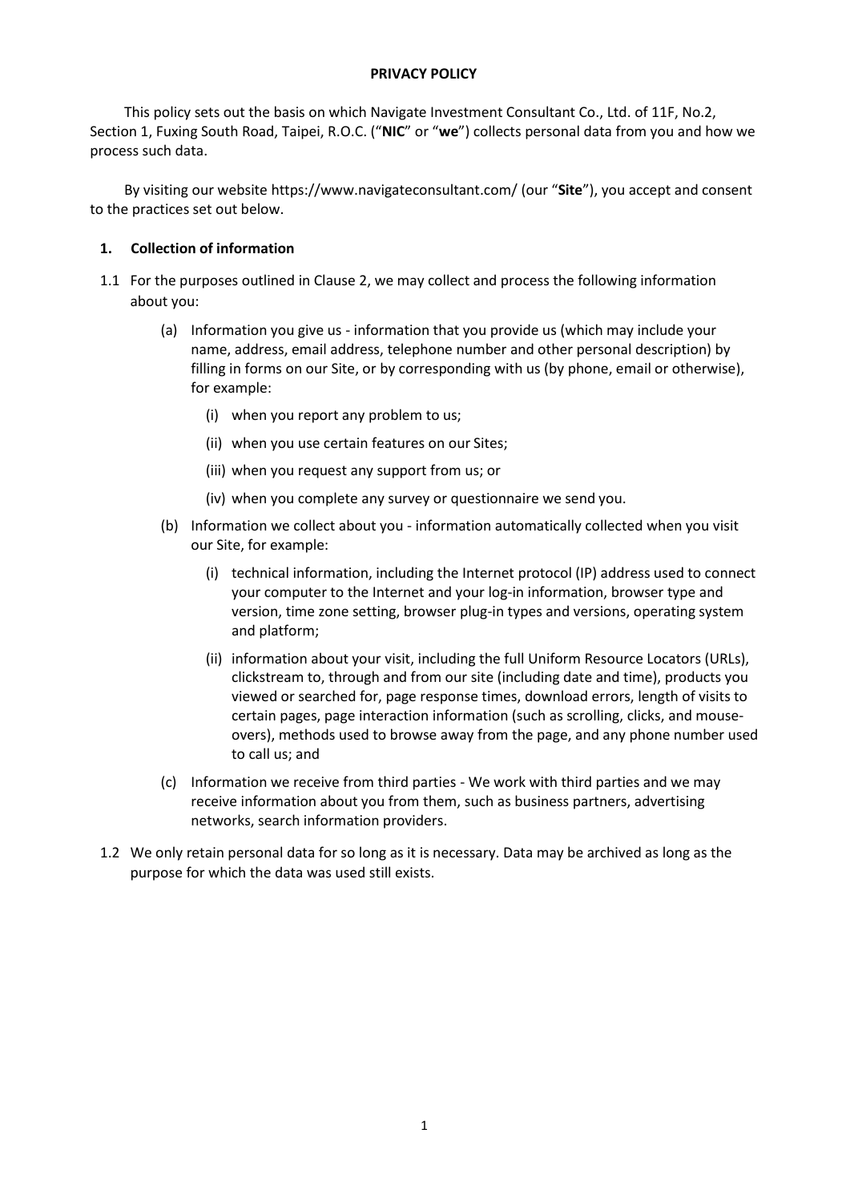**PRIVACY POLICY**

This policy sets out the basis on which Navigate Investment Consultant Co., Ltd. of 11F, No.2, Section 1, Fuxing South Road, Taipei, R.O.C. ("**NIC**" or "**we**") collects personal data from you and how we process such data.

By visiting our website https://www.navigateconsultant.com/ (our "**Site**"), you accept and consent to the practices set out below.

**1. Collection of information**

1.1 For the purposes outlined in Clause 2, we may collect and process the following information about you:

(a) Information you give us - information that you provide us (which may include your name, address, email address, telephone number and other personal description) by filling in forms on our Site, or by corresponding with us (by phone, email or otherwise), for example:

(i) when you report any problem to us;

(ii) when you use certain features on our Sites;

(iii) when you request any support from us; or

(iv) when you complete any survey or questionnaire we send you.

(b) Information we collect about you - information automatically collected when you visit our Site, for example:

(i) technical information, including the Internet protocol (IP) address used to connect your computer to the Internet and your log-in information, browser type and version, time zone setting, browser plug-in types and versions, operating system and platform;

(ii) information about your visit, including the full Uniform Resource Locators (URLs), clickstream to, through and from our site (including date and time), products you viewed or searched for, page response times, download errors, length of visits to certain pages, page interaction information (such as scrolling, clicks, and mouse-overs), methods used to browse away from the page, and any phone number used to call us; and

(c) Information we receive from third parties - We work with third parties and we may receive information about you from them, such as business partners, advertising networks, search information providers.

1.2 We only retain personal data for so long as it is necessary. Data may be archived as long as the purpose for which the data was used still exists.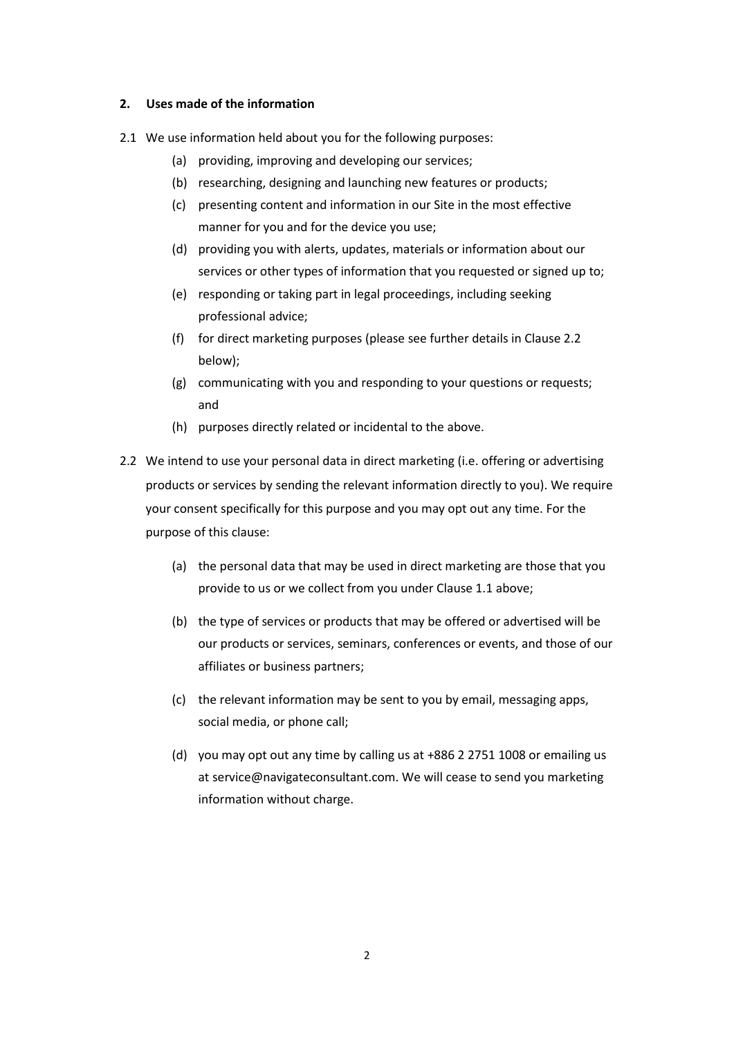## 2. Uses made of the information

2.1 We use information held about you for the following purposes:

- (a) providing, improving and developing our services;
- (b) researching, designing and launching new features or products;
- (c) presenting content and information in our Site in the most effective manner for you and for the device you use;
- (d) providing you with alerts, updates, materials or information about our services or other types of information that you requested or signed up to;
- (e) responding or taking part in legal proceedings, including seeking professional advice;
- (f) for direct marketing purposes (please see further details in Clause 2.2 below);
- (g) communicating with you and responding to your questions or requests; and
- (h) purposes directly related or incidental to the above.

2.2 We intend to use your personal data in direct marketing (i.e. offering or advertising products or services by sending the relevant information directly to you). We require your consent specifically for this purpose and you may opt out any time. For the purpose of this clause:

- (a) the personal data that may be used in direct marketing are those that you provide to us or we collect from you under Clause 1.1 above;
- (b) the type of services or products that may be offered or advertised will be our products or services, seminars, conferences or events, and those of our affiliates or business partners;
- (c) the relevant information may be sent to you by email, messaging apps, social media, or phone call;
- (d) you may opt out any time by calling us at +886 2 2751 1008 or emailing us at service@navigateconsultant.com. We will cease to send you marketing information without charge.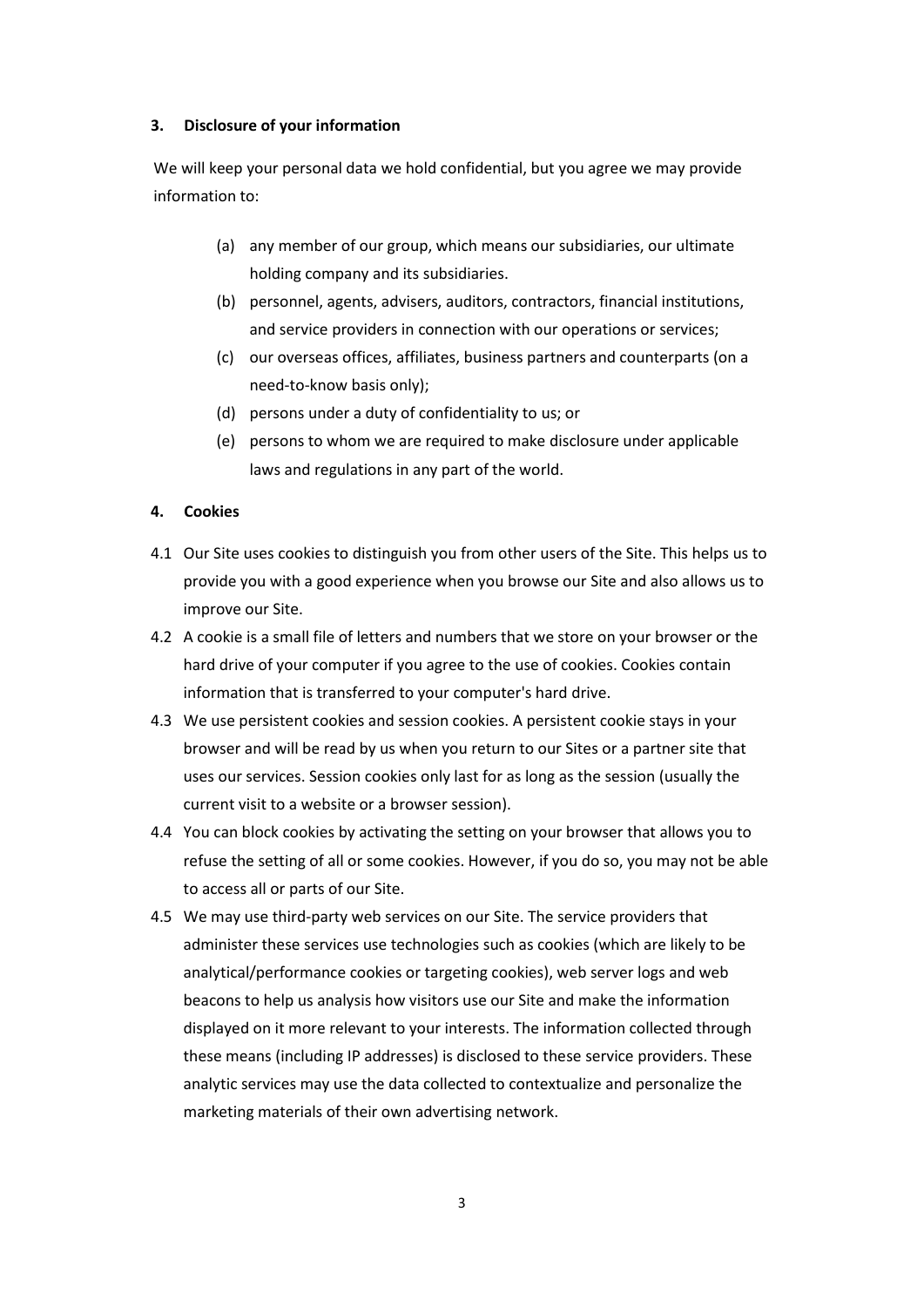## 3. Disclosure of your information

We will keep your personal data we hold confidential, but you agree we may provide information to:

(a) any member of our group, which means our subsidiaries, our ultimate holding company and its subsidiaries.

(b) personnel, agents, advisers, auditors, contractors, financial institutions, and service providers in connection with our operations or services;

(c) our overseas offices, affiliates, business partners and counterparts (on a need-to-know basis only);

(d) persons under a duty of confidentiality to us; or

(e) persons to whom we are required to make disclosure under applicable laws and regulations in any part of the world.

## 4. Cookies

4.1 Our Site uses cookies to distinguish you from other users of the Site. This helps us to provide you with a good experience when you browse our Site and also allows us to improve our Site.

4.2 A cookie is a small file of letters and numbers that we store on your browser or the hard drive of your computer if you agree to the use of cookies. Cookies contain information that is transferred to your computer's hard drive.

4.3 We use persistent cookies and session cookies. A persistent cookie stays in your browser and will be read by us when you return to our Sites or a partner site that uses our services. Session cookies only last for as long as the session (usually the current visit to a website or a browser session).

4.4 You can block cookies by activating the setting on your browser that allows you to refuse the setting of all or some cookies. However, if you do so, you may not be able to access all or parts of our Site.

4.5 We may use third-party web services on our Site. The service providers that administer these services use technologies such as cookies (which are likely to be analytical/performance cookies or targeting cookies), web server logs and web beacons to help us analysis how visitors use our Site and make the information displayed on it more relevant to your interests. The information collected through these means (including IP addresses) is disclosed to these service providers. These analytic services may use the data collected to contextualize and personalize the marketing materials of their own advertising network.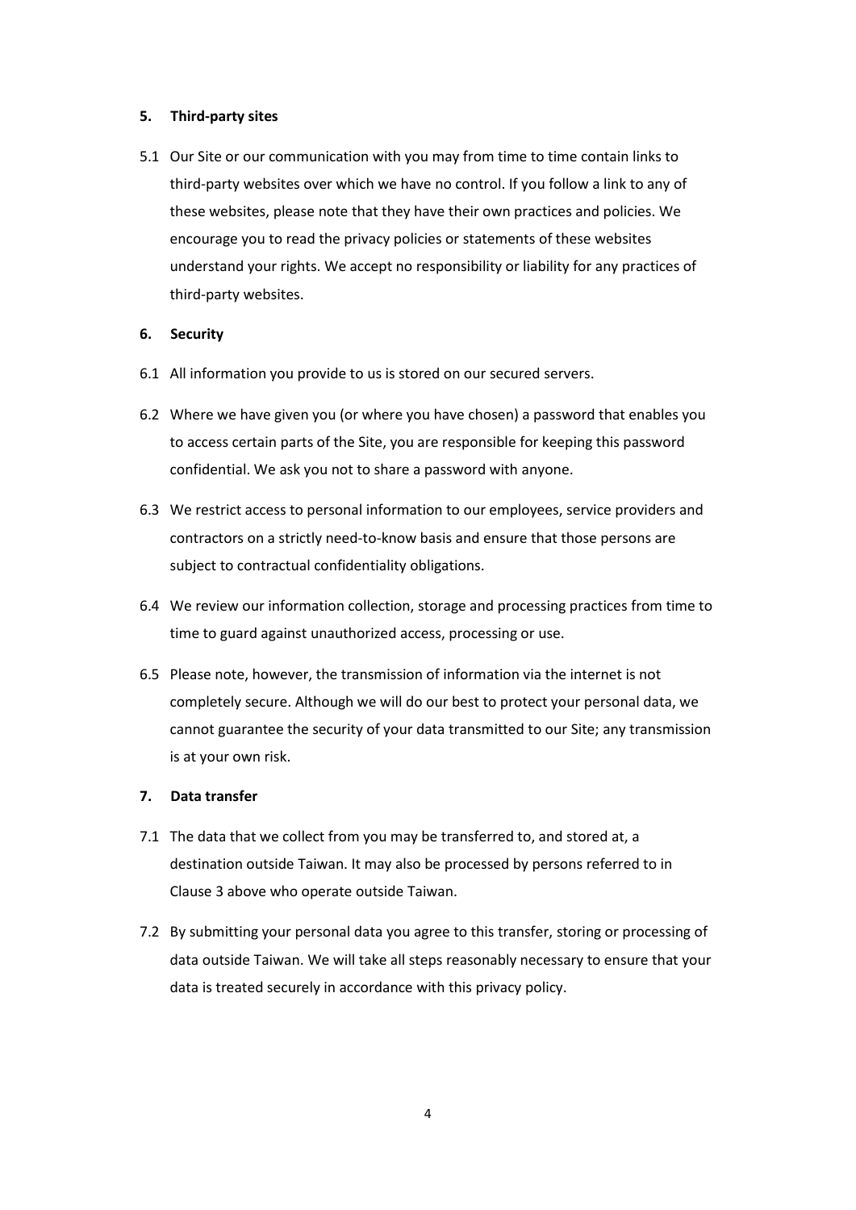**5. Third-party sites**

5.1 Our Site or our communication with you may from time to time contain links to third-party websites over which we have no control. If you follow a link to any of these websites, please note that they have their own practices and policies. We encourage you to read the privacy policies or statements of these websites understand your rights. We accept no responsibility or liability for any practices of third-party websites.

**6. Security**

6.1 All information you provide to us is stored on our secured servers.

6.2 Where we have given you (or where you have chosen) a password that enables you to access certain parts of the Site, you are responsible for keeping this password confidential. We ask you not to share a password with anyone.

6.3 We restrict access to personal information to our employees, service providers and contractors on a strictly need-to-know basis and ensure that those persons are subject to contractual confidentiality obligations.

6.4 We review our information collection, storage and processing practices from time to time to guard against unauthorized access, processing or use.

6.5 Please note, however, the transmission of information via the internet is not completely secure. Although we will do our best to protect your personal data, we cannot guarantee the security of your data transmitted to our Site; any transmission is at your own risk.

**7. Data transfer**

7.1 The data that we collect from you may be transferred to, and stored at, a destination outside Taiwan. It may also be processed by persons referred to in Clause 3 above who operate outside Taiwan.

7.2 By submitting your personal data you agree to this transfer, storing or processing of data outside Taiwan. We will take all steps reasonably necessary to ensure that your data is treated securely in accordance with this privacy policy.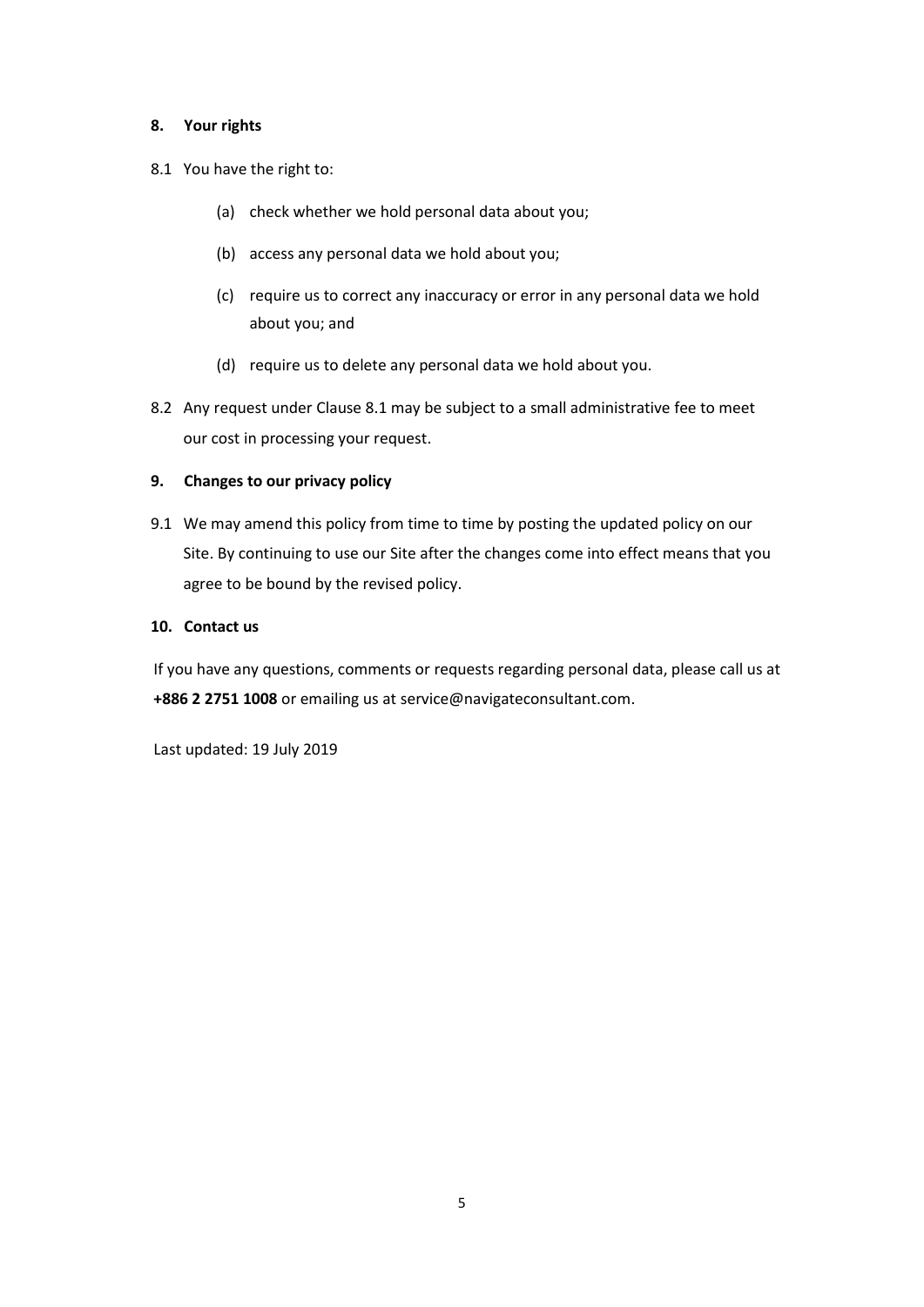## 8. Your rights

8.1 You have the right to:

(a) check whether we hold personal data about you;

(b) access any personal data we hold about you;

(c) require us to correct any inaccuracy or error in any personal data we hold about you; and

(d) require us to delete any personal data we hold about you.

8.2 Any request under Clause 8.1 may be subject to a small administrative fee to meet our cost in processing your request.

## 9. Changes to our privacy policy

9.1 We may amend this policy from time to time by posting the updated policy on our Site. By continuing to use our Site after the changes come into effect means that you agree to be bound by the revised policy.

## 10. Contact us

If you have any questions, comments or requests regarding personal data, please call us at **+886 2 2751 1008** or emailing us at service@navigateconsultant.com.

Last updated: 19 July 2019